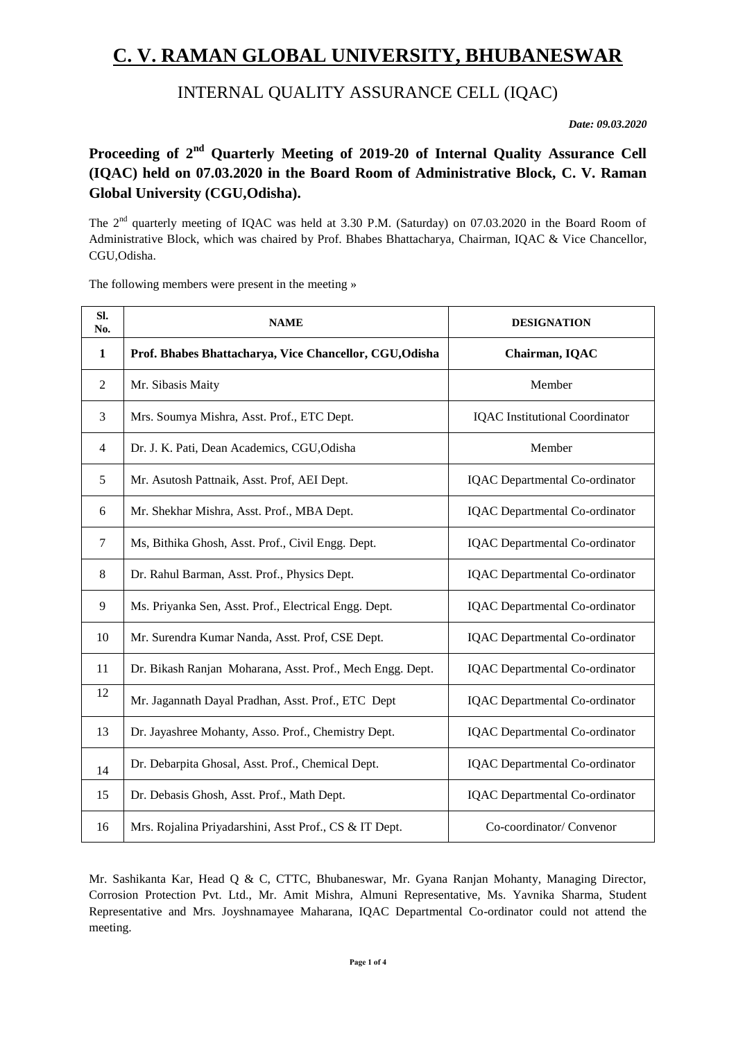# C. V. RAMAN GLOBAL UNIVERSITY, BHUBANESWAR

## INTERNAL QUALITY ASSURANCE CELL (IQAC)

*Date: 09.03.2020*

### Proceeding of 2nd Quarterly Meeting of 2019-20 of Internal Quality Assurance Cell (IQAC) held on 07.03.2020 in the Board Room of Administrative Block, C. V. Raman Global University (CGU,Odisha).

The 2nd quarterly meeting of IQAC was held at 3.30 P.M. (Saturday) on 07.03.2020 in the Board Room of Administrative Block, which was chaired by Prof. Bhabes Bhattacharya, Chairman, IQAC & Vice Chancellor, CGU,Odisha.

The following members were present in the meeting »

| Sl. No. | NAME | DESIGNATION |
|---|---|---|
| **1** | **Prof. Bhabes Bhattacharya, Vice Chancellor, CGU,Odisha** | **Chairman, IQAC** |
| 2 | Mr. Sibasis Maity | Member |
| 3 | Mrs. Soumya Mishra, Asst. Prof., ETC Dept. | IQAC Institutional Coordinator |
| 4 | Dr. J. K. Pati, Dean Academics, CGU,Odisha | Member |
| 5 | Mr. Asutosh Pattnaik, Asst. Prof, AEI Dept. | IQAC Departmental Co-ordinator |
| 6 | Mr. Shekhar Mishra, Asst. Prof., MBA Dept. | IQAC Departmental Co-ordinator |
| 7 | Ms, Bithika Ghosh, Asst. Prof., Civil Engg. Dept. | IQAC Departmental Co-ordinator |
| 8 | Dr. Rahul Barman, Asst. Prof., Physics Dept. | IQAC Departmental Co-ordinator |
| 9 | Ms. Priyanka Sen, Asst. Prof., Electrical Engg. Dept. | IQAC Departmental Co-ordinator |
| 10 | Mr. Surendra Kumar Nanda, Asst. Prof, CSE Dept. | IQAC Departmental Co-ordinator |
| 11 | Dr. Bikash Ranjan Moharana, Asst. Prof., Mech Engg. Dept. | IQAC Departmental Co-ordinator |
| 12 | Mr. Jagannath Dayal Pradhan, Asst. Prof., ETC Dept | IQAC Departmental Co-ordinator |
| 13 | Dr. Jayashree Mohanty, Asso. Prof., Chemistry Dept. | IQAC Departmental Co-ordinator |
| 14 | Dr. Debarpita Ghosal, Asst. Prof., Chemical Dept. | IQAC Departmental Co-ordinator |
| 15 | Dr. Debasis Ghosh, Asst. Prof., Math Dept. | IQAC Departmental Co-ordinator |
| 16 | Mrs. Rojalina Priyadarshini, Asst Prof., CS & IT Dept. | Co-coordinator/ Convenor |

Mr. Sashikanta Kar, Head Q & C, CTTC, Bhubaneswar, Mr. Gyana Ranjan Mohanty, Managing Director, Corrosion Protection Pvt. Ltd., Mr. Amit Mishra, Almuni Representative, Ms. Yavnika Sharma, Student Representative and Mrs. Joyshnamayee Maharana, IQAC Departmental Co-ordinator could not attend the meeting.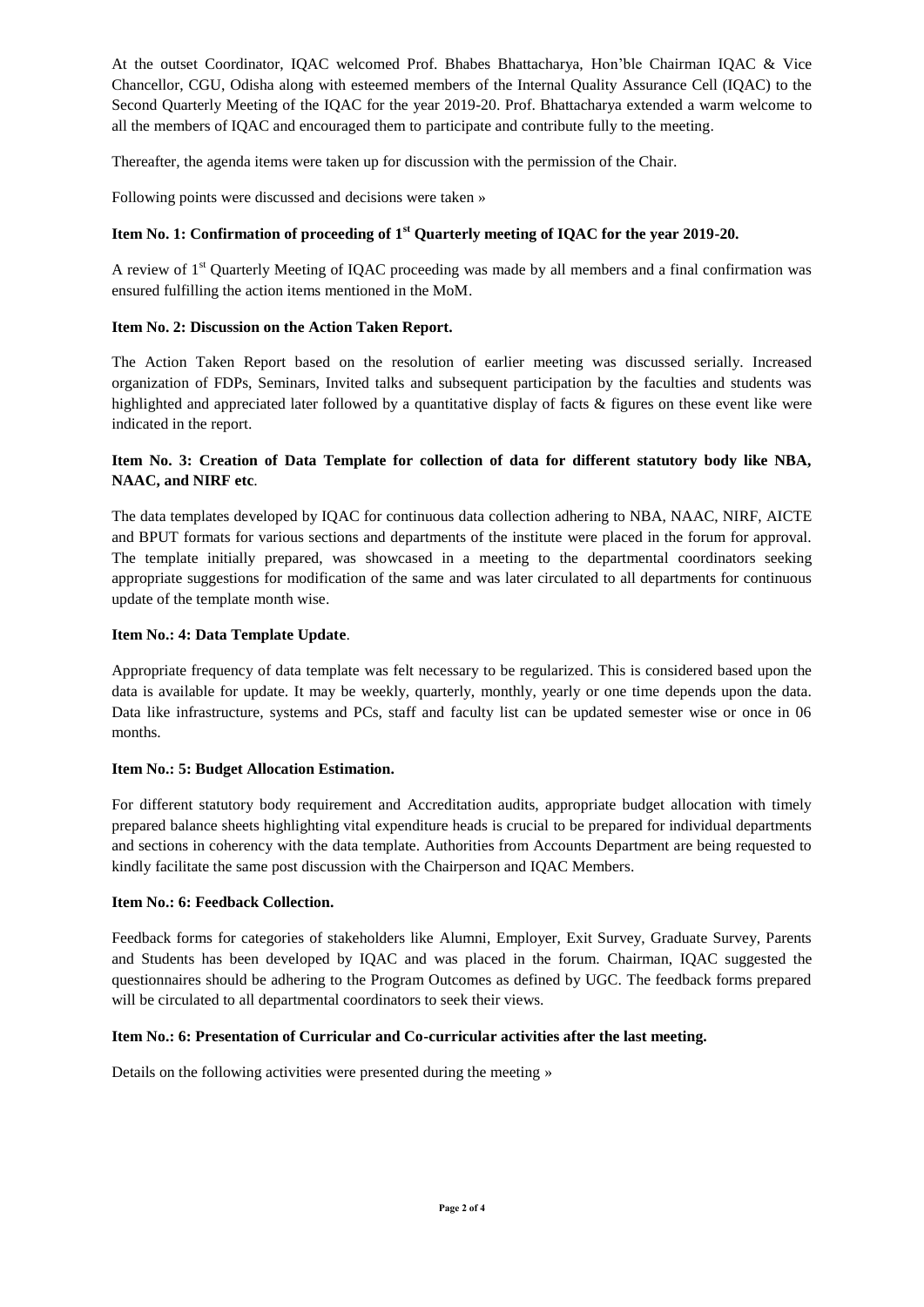At the outset Coordinator, IQAC welcomed Prof. Bhabes Bhattacharya, Hon'ble Chairman IQAC & Vice Chancellor, CGU, Odisha along with esteemed members of the Internal Quality Assurance Cell (IQAC) to the Second Quarterly Meeting of the IQAC for the year 2019-20. Prof. Bhattacharya extended a warm welcome to all the members of IQAC and encouraged them to participate and contribute fully to the meeting.

Thereafter, the agenda items were taken up for discussion with the permission of the Chair.

Following points were discussed and decisions were taken »

**Item No. 1: Confirmation of proceeding of 1st Quarterly meeting of IQAC for the year 2019-20.**

A review of 1st Quarterly Meeting of IQAC proceeding was made by all members and a final confirmation was ensured fulfilling the action items mentioned in the MoM.

**Item No. 2: Discussion on the Action Taken Report.**

The Action Taken Report based on the resolution of earlier meeting was discussed serially. Increased organization of FDPs, Seminars, Invited talks and subsequent participation by the faculties and students was highlighted and appreciated later followed by a quantitative display of facts & figures on these event like were indicated in the report.

**Item No. 3: Creation of Data Template for collection of data for different statutory body like NBA, NAAC, and NIRF etc**.

The data templates developed by IQAC for continuous data collection adhering to NBA, NAAC, NIRF, AICTE and BPUT formats for various sections and departments of the institute were placed in the forum for approval. The template initially prepared, was showcased in a meeting to the departmental coordinators seeking appropriate suggestions for modification of the same and was later circulated to all departments for continuous update of the template month wise.

**Item No.: 4: Data Template Update**.

Appropriate frequency of data template was felt necessary to be regularized. This is considered based upon the data is available for update. It may be weekly, quarterly, monthly, yearly or one time depends upon the data. Data like infrastructure, systems and PCs, staff and faculty list can be updated semester wise or once in 06 months.

**Item No.: 5: Budget Allocation Estimation.**

For different statutory body requirement and Accreditation audits, appropriate budget allocation with timely prepared balance sheets highlighting vital expenditure heads is crucial to be prepared for individual departments and sections in coherency with the data template. Authorities from Accounts Department are being requested to kindly facilitate the same post discussion with the Chairperson and IQAC Members.

**Item No.: 6: Feedback Collection.**

Feedback forms for categories of stakeholders like Alumni, Employer, Exit Survey, Graduate Survey, Parents and Students has been developed by IQAC and was placed in the forum. Chairman, IQAC suggested the questionnaires should be adhering to the Program Outcomes as defined by UGC. The feedback forms prepared will be circulated to all departmental coordinators to seek their views.

**Item No.: 6: Presentation of Curricular and Co-curricular activities after the last meeting.**

Details on the following activities were presented during the meeting »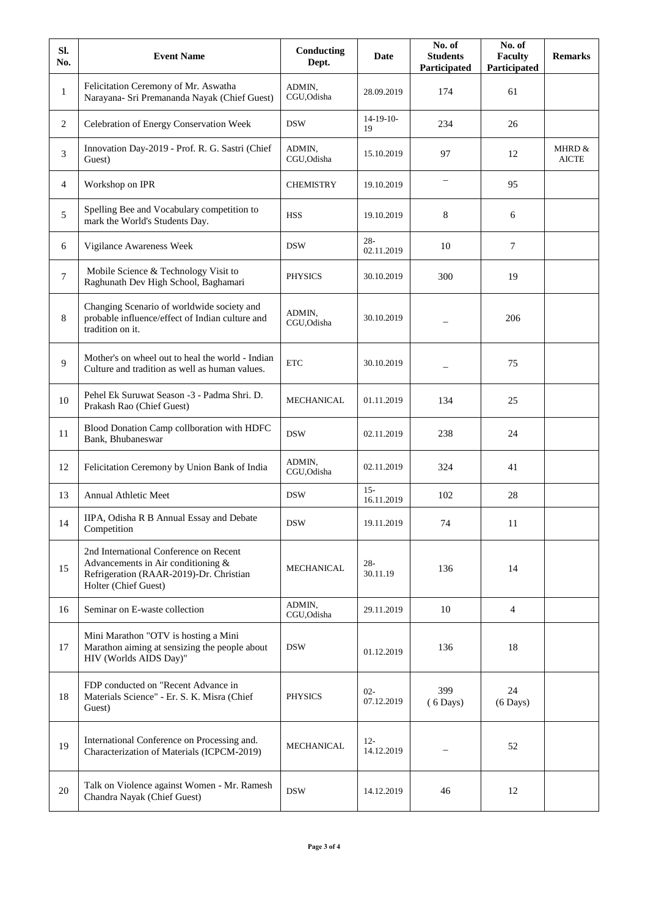| Sl. No. | Event Name | Conducting Dept. | Date | No. of Students Participated | No. of Faculty Participated | Remarks |
|---|---|---|---|---|---|---|
| 1 | Felicitation Ceremony of Mr. Aswatha Narayana- Sri Premananda Nayak (Chief Guest) | ADMIN, CGU,Odisha | 28.09.2019 | 174 | 61 | |
| 2 | Celebration of Energy Conservation Week | DSW | 14-19-10-19 | 234 | 26 | |
| 3 | Innovation Day-2019 - Prof. R. G. Sastri (Chief Guest) | ADMIN, CGU,Odisha | 15.10.2019 | 97 | 12 | MHRD & AICTE |
| 4 | Workshop on IPR | CHEMISTRY | 19.10.2019 | – | 95 | |
| 5 | Spelling Bee and Vocabulary competition to mark the World's Students Day. | HSS | 19.10.2019 | 8 | 6 | |
| 6 | Vigilance Awareness Week | DSW | 28-02.11.2019 | 10 | 7 | |
| 7 | Mobile Science & Technology Visit to Raghunath Dev High School, Baghamari | PHYSICS | 30.10.2019 | 300 | 19 | |
| 8 | Changing Scenario of worldwide society and probable influence/effect of Indian culture and tradition on it. | ADMIN, CGU,Odisha | 30.10.2019 | – | 206 | |
| 9 | Mother's on wheel out to heal the world - Indian Culture and tradition as well as human values. | ETC | 30.10.2019 | – | 75 | |
| 10 | Pehel Ek Suruwat Season -3 - Padma Shri. D. Prakash Rao (Chief Guest) | MECHANICAL | 01.11.2019 | 134 | 25 | |
| 11 | Blood Donation Camp collboration with HDFC Bank, Bhubaneswar | DSW | 02.11.2019 | 238 | 24 | |
| 12 | Felicitation Ceremony by Union Bank of India | ADMIN, CGU,Odisha | 02.11.2019 | 324 | 41 | |
| 13 | Annual Athletic Meet | DSW | 15-16.11.2019 | 102 | 28 | |
| 14 | IIPA, Odisha R B Annual Essay and Debate Competition | DSW | 19.11.2019 | 74 | 11 | |
| 15 | 2nd International Conference on Recent Advancements in Air conditioning & Refrigeration (RAAR-2019)-Dr. Christian Holter (Chief Guest) | MECHANICAL | 28-30.11.19 | 136 | 14 | |
| 16 | Seminar on E-waste collection | ADMIN, CGU,Odisha | 29.11.2019 | 10 | 4 | |
| 17 | Mini Marathon "OTV is hosting a Mini Marathon aiming at sensizing the people about HIV (Worlds AIDS Day)" | DSW | 01.12.2019 | 136 | 18 | |
| 18 | FDP conducted on "Recent Advance in Materials Science" - Er. S. K. Misra (Chief Guest) | PHYSICS | 02-07.12.2019 | 399 (6 Days) | 24 (6 Days) | |
| 19 | International Conference on Processing and. Characterization of Materials (ICPCM-2019) | MECHANICAL | 12-14.12.2019 | – | 52 | |
| 20 | Talk on Violence against Women - Mr. Ramesh Chandra Nayak (Chief Guest) | DSW | 14.12.2019 | 46 | 12 | |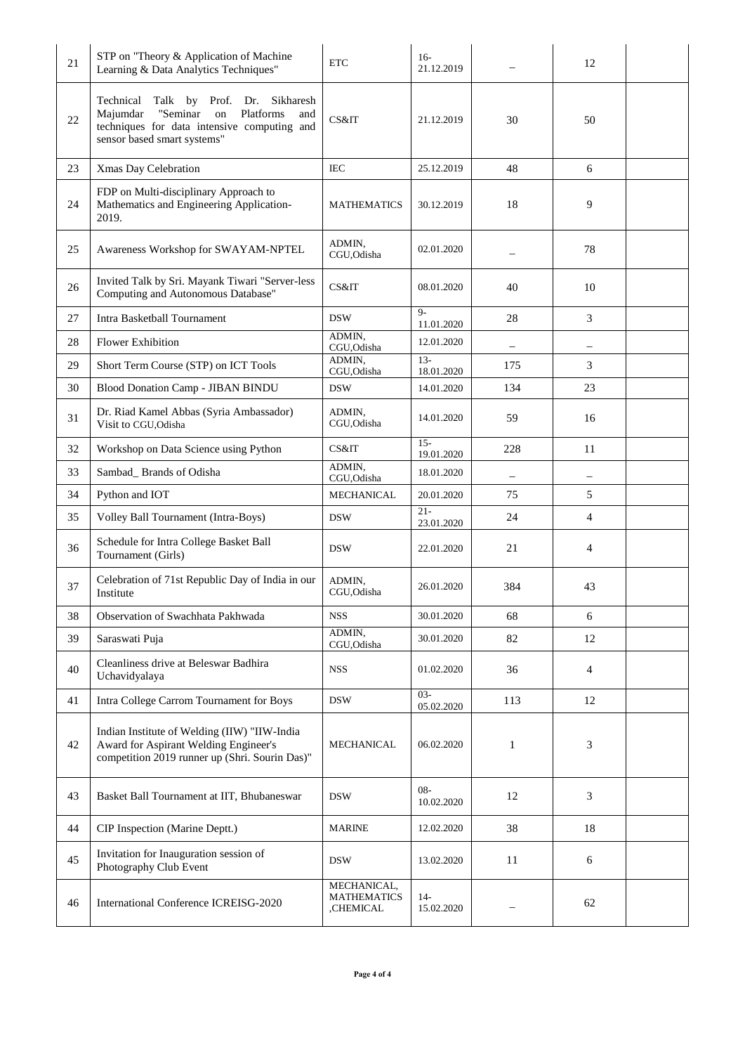| 21 | STP on "Theory & Application of Machine Learning & Data Analytics Techniques" | ETC | 16-21.12.2019 | – | 12 | |
|---|---|---|---|---|---|---|
| 22 | Technical Talk by Prof. Dr. Sikharesh Majumdar "Seminar on Platforms and techniques for data intensive computing and sensor based smart systems" | CS&IT | 21.12.2019 | 30 | 50 | |
| 23 | Xmas Day Celebration | IEC | 25.12.2019 | 48 | 6 | |
| 24 | FDP on Multi-disciplinary Approach to Mathematics and Engineering Application-2019. | MATHEMATICS | 30.12.2019 | 18 | 9 | |
| 25 | Awareness Workshop for SWAYAM-NPTEL | ADMIN, CGU,Odisha | 02.01.2020 | – | 78 | |
| 26 | Invited Talk by Sri. Mayank Tiwari "Server-less Computing and Autonomous Database" | CS&IT | 08.01.2020 | 40 | 10 | |
| 27 | Intra Basketball Tournament | DSW | 9-11.01.2020 | 28 | 3 | |
| 28 | Flower Exhibition | ADMIN, CGU,Odisha | 12.01.2020 | – | – | |
| 29 | Short Term Course (STP) on ICT Tools | ADMIN, CGU,Odisha | 13-18.01.2020 | 175 | 3 | |
| 30 | Blood Donation Camp - JIBAN BINDU | DSW | 14.01.2020 | 134 | 23 | |
| 31 | Dr. Riad Kamel Abbas (Syria Ambassador) Visit to CGU,Odisha | ADMIN, CGU,Odisha | 14.01.2020 | 59 | 16 | |
| 32 | Workshop on Data Science using Python | CS&IT | 15-19.01.2020 | 228 | 11 | |
| 33 | Sambad_ Brands of Odisha | ADMIN, CGU,Odisha | 18.01.2020 | – | – | |
| 34 | Python and IOT | MECHANICAL | 20.01.2020 | 75 | 5 | |
| 35 | Volley Ball Tournament (Intra-Boys) | DSW | 21-23.01.2020 | 24 | 4 | |
| 36 | Schedule for Intra College Basket Ball Tournament (Girls) | DSW | 22.01.2020 | 21 | 4 | |
| 37 | Celebration of 71st Republic Day of India in our Institute | ADMIN, CGU,Odisha | 26.01.2020 | 384 | 43 | |
| 38 | Observation of Swachhata Pakhwada | NSS | 30.01.2020 | 68 | 6 | |
| 39 | Saraswati Puja | ADMIN, CGU,Odisha | 30.01.2020 | 82 | 12 | |
| 40 | Cleanliness drive at Beleswar Badhira Uchavidyalaya | NSS | 01.02.2020 | 36 | 4 | |
| 41 | Intra College Carrom Tournament for Boys | DSW | 03-05.02.2020 | 113 | 12 | |
| 42 | Indian Institute of Welding (IIW) "IIW-India Award for Aspirant Welding Engineer's competition 2019 runner up (Shri. Sourin Das)" | MECHANICAL | 06.02.2020 | 1 | 3 | |
| 43 | Basket Ball Tournament at IIT, Bhubaneswar | DSW | 08-10.02.2020 | 12 | 3 | |
| 44 | CIP Inspection (Marine Deptt.) | MARINE | 12.02.2020 | 38 | 18 | |
| 45 | Invitation for Inauguration session of Photography Club Event | DSW | 13.02.2020 | 11 | 6 | |
| 46 | International Conference ICREISG-2020 | MECHANICAL, MATHEMATICS ,CHEMICAL | 14-15.02.2020 | – | 62 | |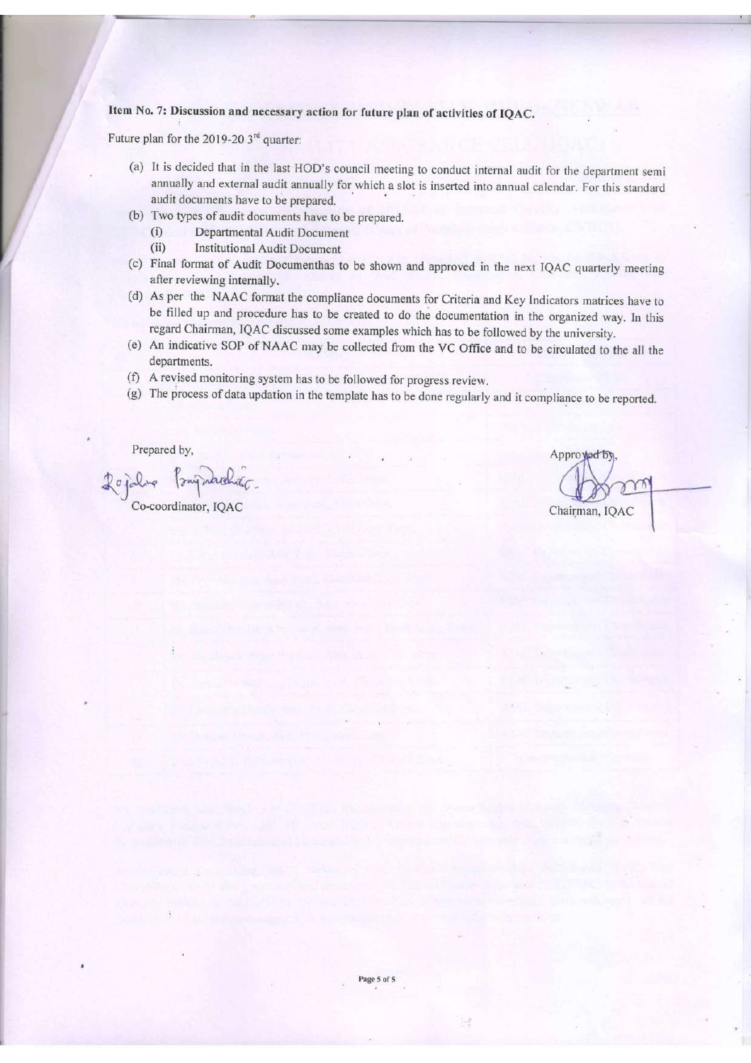**Item No. 7: Discussion and necessary action for future plan of activities of IQAC.**

Future plan for the 2019-20 3rd quarter:

(a) It is decided that in the last HOD's council meeting to conduct internal audit for the department semi annually and external audit annually for which a slot is inserted into annual calendar. For this standard audit documents have to be prepared.

(b) Two types of audit documents have to be prepared.
   (i) Departmental Audit Document
   (ii) Institutional Audit Document

(c) Final format of Audit Documenthas to be shown and approved in the next IQAC quarterly meeting after reviewing internally.

(d) As per the NAAC format the compliance documents for Criteria and Key Indicators matrices have to be filled up and procedure has to be created to do the documentation in the organized way. In this regard Chairman, IQAC discussed some examples which has to be followed by the university.

(e) An indicative SOP of NAAC may be collected from the VC Office and to be circulated to the all the departments.

(f) A revised monitoring system has to be followed for progress review.

(g) The process of data updation in the template has to be done regularly and it compliance to be reported.

Prepared by,

Co-coordinator, IQAC

Approved by,

Chairman, IQAC